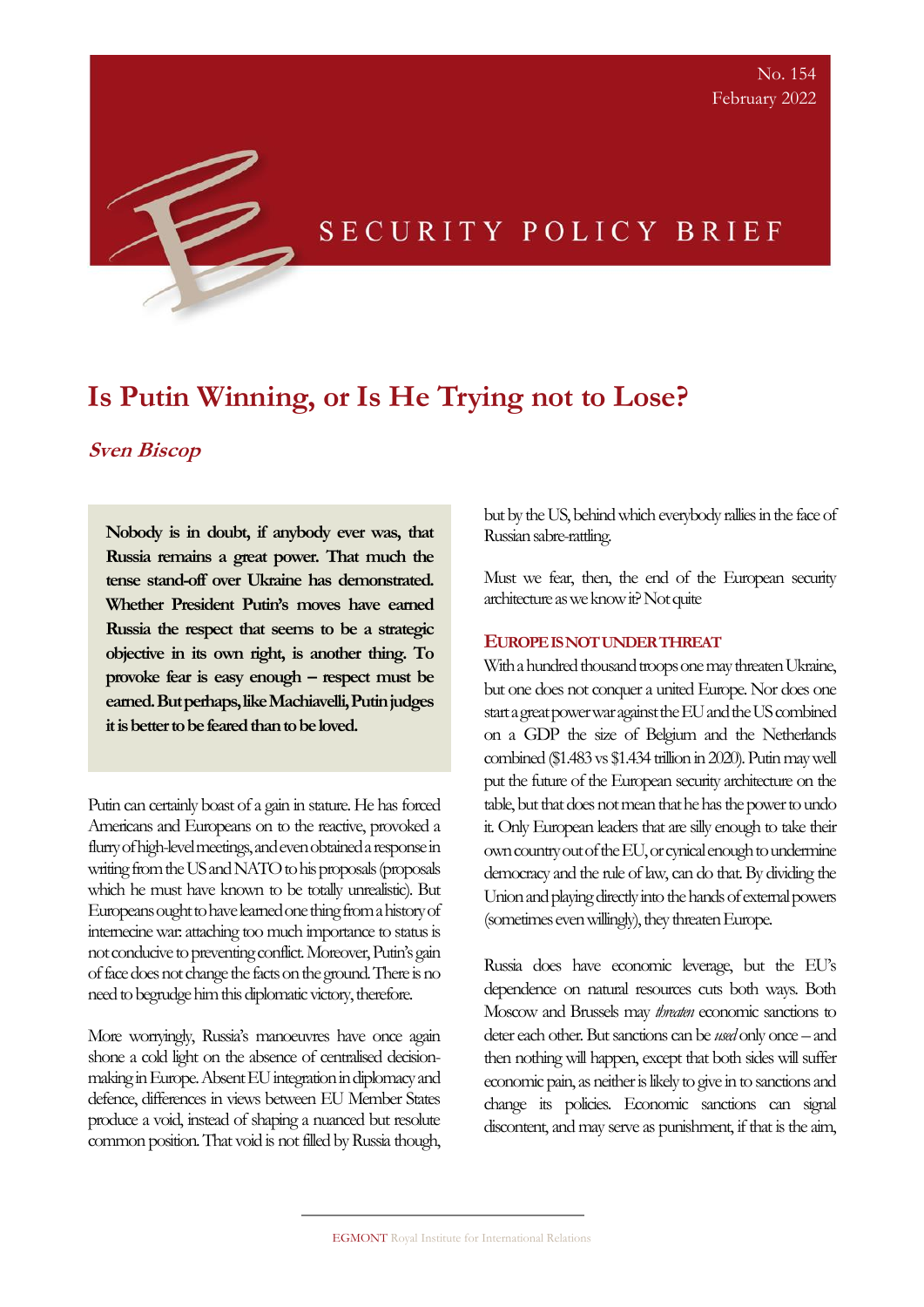No. 154
February 2022

SECURITY POLICY BRIEF

# Is Putin Winning, or Is He Trying not to Lose?

***Sven Biscop***

**Nobody is in doubt, if anybody ever was, that Russia remains a great power. That much the tense stand-off over Ukraine has demonstrated. Whether President Putin's moves have earned Russia the respect that seems to be a strategic objective in its own right, is another thing. To provoke fear is easy enough – respect must be earned. But perhaps, like Machiavelli, Putin judges it is better to be feared than to be loved.**

Putin can certainly boast of a gain in stature. He has forced Americans and Europeans on to the reactive, provoked a flurry of high-level meetings, and even obtained a response in writing from the US and NATO to his proposals (proposals which he must have known to be totally unrealistic). But Europeans ought to have learned one thing from a history of internecine war: attaching too much importance to status is not conducive to preventing conflict. Moreover, Putin's gain of face does not change the facts on the ground. There is no need to begrudge him this diplomatic victory, therefore.

More worryingly, Russia's manoeuvres have once again shone a cold light on the absence of centralised decision-making in Europe. Absent EU integration in diplomacy and defence, differences in views between EU Member States produce a void, instead of shaping a nuanced but resolute common position. That void is not filled by Russia though, but by the US, behind which everybody rallies in the face of Russian sabre-rattling.

Must we fear, then, the end of the European security architecture as we know it? Not quite

## Europe is not under threat

With a hundred thousand troops one may threaten Ukraine, but one does not conquer a united Europe. Nor does one start a great power war against the EU and the US combined on a GDP the size of Belgium and the Netherlands combined ($1.483 vs $1.434 trillion in 2020). Putin may well put the future of the European security architecture on the table, but that does not mean that he has the power to undo it. Only European leaders that are silly enough to take their own country out of the EU, or cynical enough to undermine democracy and the rule of law, can do that. By dividing the Union and playing directly into the hands of external powers (sometimes even willingly), they threaten Europe.

Russia does have economic leverage, but the EU's dependence on natural resources cuts both ways. Both Moscow and Brussels may *threaten* economic sanctions to deter each other. But sanctions can be *used* only once – and then nothing will happen, except that both sides will suffer economic pain, as neither is likely to give in to sanctions and change its policies. Economic sanctions can signal discontent, and may serve as punishment, if that is the aim,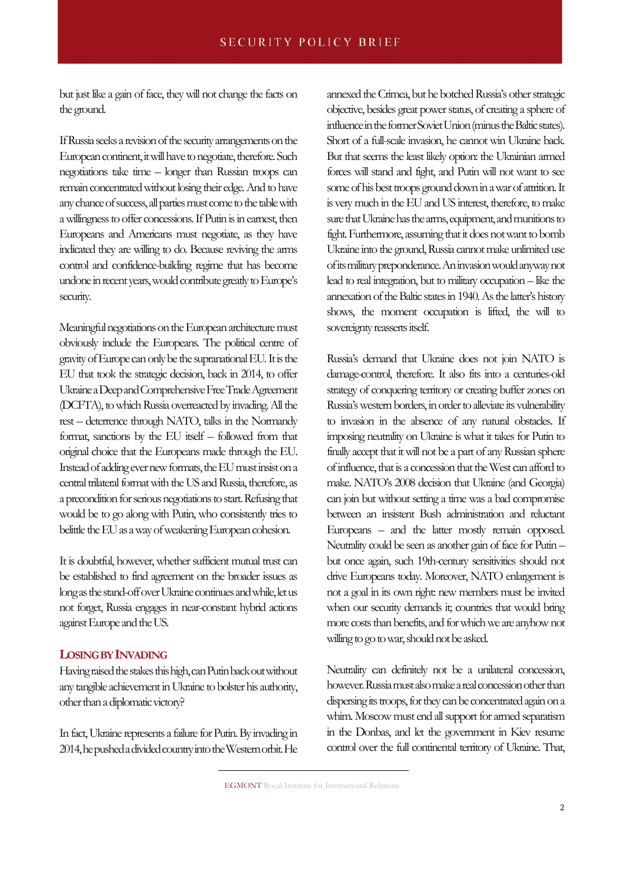but just like a gain of face, they will not change the facts on the ground.

If Russia seeks a revision of the security arrangements on the European continent, it will have to negotiate, therefore. Such negotiations take time – longer than Russian troops can remain concentrated without losing their edge. And to have any chance of success, all parties must come to the table with a willingness to offer concessions. If Putin is in earnest, then Europeans and Americans must negotiate, as they have indicated they are willing to do. Because reviving the arms control and confidence-building regime that has become undone in recent years, would contribute greatly to Europe's security.

Meaningful negotiations on the European architecture must obviously include the Europeans. The political centre of gravity of Europe can only be the supranational EU. It is the EU that took the strategic decision, back in 2014, to offer Ukraine a Deep and Comprehensive Free Trade Agreement (DCFTA), to which Russia overreacted by invading. All the rest – deterrence through NATO, talks in the Normandy format, sanctions by the EU itself – followed from that original choice that the Europeans made through the EU. Instead of adding ever new formats, the EU must insist on a central trilateral format with the US and Russia, therefore, as a precondition for serious negotiations to start. Refusing that would be to go along with Putin, who consistently tries to belittle the EU as a way of weakening European cohesion.

It is doubtful, however, whether sufficient mutual trust can be established to find agreement on the broader issues as long as the stand-off over Ukraine continues and while, let us not forget, Russia engages in near-constant hybrid actions against Europe and the US.

## Losing by Invading

Having raised the stakes this high, can Putin back out without any tangible achievement in Ukraine to bolster his authority, other than a diplomatic victory?

In fact, Ukraine represents a failure for Putin. By invading in 2014, he pushed a divided country into the Western orbit. He annexed the Crimea, but he botched Russia's other strategic objective, besides great power status, of creating a sphere of influence in the former Soviet Union (minus the Baltic states). Short of a full-scale invasion, he cannot win Ukraine back. But that seems the least likely option: the Ukrainian armed forces will stand and fight, and Putin will not want to see some of his best troops ground down in a war of attrition. It is very much in the EU and US interest, therefore, to make sure that Ukraine has the arms, equipment, and munitions to fight. Furthermore, assuming that it does not want to bomb Ukraine into the ground, Russia cannot make unlimited use of its military preponderance. An invasion would anyway not lead to real integration, but to military occupation – like the annexation of the Baltic states in 1940. As the latter's history shows, the moment occupation is lifted, the will to sovereignty reasserts itself.

Russia's demand that Ukraine does not join NATO is damage-control, therefore. It also fits into a centuries-old strategy of conquering territory or creating buffer zones on Russia's western borders, in order to alleviate its vulnerability to invasion in the absence of any natural obstacles. If imposing neutrality on Ukraine is what it takes for Putin to finally accept that it will not be a part of any Russian sphere of influence, that is a concession that the West can afford to make. NATO's 2008 decision that Ukraine (and Georgia) can join but without setting a time was a bad compromise between an insistent Bush administration and reluctant Europeans – and the latter mostly remain opposed. Neutrality could be seen as another gain of face for Putin – but once again, such 19th-century sensitivities should not drive Europeans today. Moreover, NATO enlargement is not a goal in its own right: new members must be invited when our security demands it; countries that would bring more costs than benefits, and for which we are anyhow not willing to go to war, should not be asked.

Neutrality can definitely not be a unilateral concession, however. Russia must also make a real concession other than dispersing its troops, for they can be concentrated again on a whim. Moscow must end all support for armed separatism in the Donbas, and let the government in Kiev resume control over the full continental territory of Ukraine. That,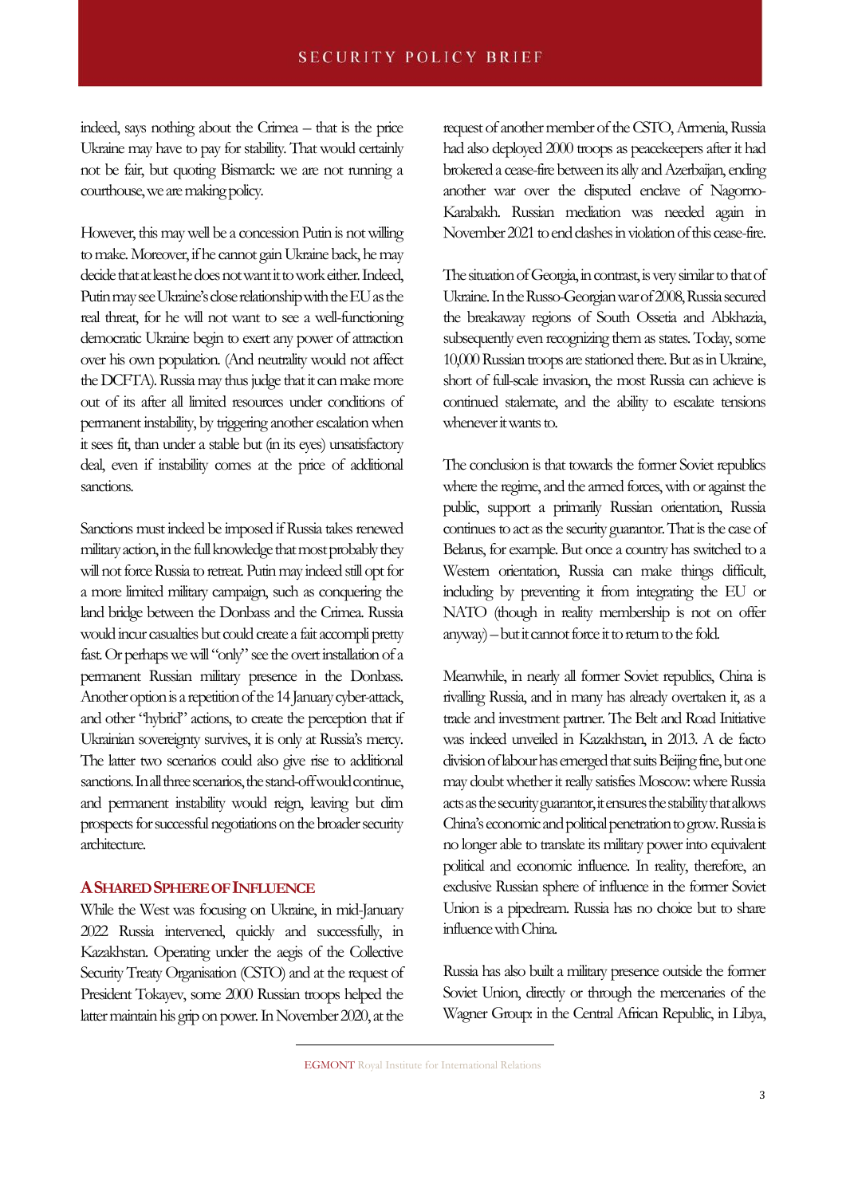indeed, says nothing about the Crimea – that is the price Ukraine may have to pay for stability. That would certainly not be fair, but quoting Bismarck: we are not running a courthouse, we are making policy.

However, this may well be a concession Putin is not willing to make. Moreover, if he cannot gain Ukraine back, he may decide that at least he does not want it to work either. Indeed, Putin may see Ukraine's close relationship with the EU as the real threat, for he will not want to see a well-functioning democratic Ukraine begin to exert any power of attraction over his own population. (And neutrality would not affect the DCFTA). Russia may thus judge that it can make more out of its after all limited resources under conditions of permanent instability, by triggering another escalation when it sees fit, than under a stable but (in its eyes) unsatisfactory deal, even if instability comes at the price of additional sanctions.

Sanctions must indeed be imposed if Russia takes renewed military action, in the full knowledge that most probably they will not force Russia to retreat. Putin may indeed still opt for a more limited military campaign, such as conquering the land bridge between the Donbass and the Crimea. Russia would incur casualties but could create a fait accompli pretty fast. Or perhaps we will "only" see the overt installation of a permanent Russian military presence in the Donbass. Another option is a repetition of the 14 January cyber-attack, and other "hybrid" actions, to create the perception that if Ukrainian sovereignty survives, it is only at Russia's mercy. The latter two scenarios could also give rise to additional sanctions. In all three scenarios, the stand-off would continue, and permanent instability would reign, leaving but dim prospects for successful negotiations on the broader security architecture.

## A Shared Sphere of Influence

While the West was focusing on Ukraine, in mid-January 2022 Russia intervened, quickly and successfully, in Kazakhstan. Operating under the aegis of the Collective Security Treaty Organisation (CSTO) and at the request of President Tokayev, some 2000 Russian troops helped the latter maintain his grip on power. In November 2020, at the request of another member of the CSTO, Armenia, Russia had also deployed 2000 troops as peacekeepers after it had brokered a cease-fire between its ally and Azerbaijan, ending another war over the disputed enclave of Nagorno-Karabakh. Russian mediation was needed again in November 2021 to end clashes in violation of this cease-fire.

The situation of Georgia, in contrast, is very similar to that of Ukraine. In the Russo-Georgian war of 2008, Russia secured the breakaway regions of South Ossetia and Abkhazia, subsequently even recognizing them as states. Today, some 10,000 Russian troops are stationed there. But as in Ukraine, short of full-scale invasion, the most Russia can achieve is continued stalemate, and the ability to escalate tensions whenever it wants to.

The conclusion is that towards the former Soviet republics where the regime, and the armed forces, with or against the public, support a primarily Russian orientation, Russia continues to act as the security guarantor. That is the case of Belarus, for example. But once a country has switched to a Western orientation, Russia can make things difficult, including by preventing it from integrating the EU or NATO (though in reality membership is not on offer anyway) – but it cannot force it to return to the fold.

Meanwhile, in nearly all former Soviet republics, China is rivalling Russia, and in many has already overtaken it, as a trade and investment partner. The Belt and Road Initiative was indeed unveiled in Kazakhstan, in 2013. A de facto division of labour has emerged that suits Beijing fine, but one may doubt whether it really satisfies Moscow: where Russia acts as the security guarantor, it ensures the stability that allows China's economic and political penetration to grow. Russia is no longer able to translate its military power into equivalent political and economic influence. In reality, therefore, an exclusive Russian sphere of influence in the former Soviet Union is a pipedream. Russia has no choice but to share influence with China.

Russia has also built a military presence outside the former Soviet Union, directly or through the mercenaries of the Wagner Group: in the Central African Republic, in Libya,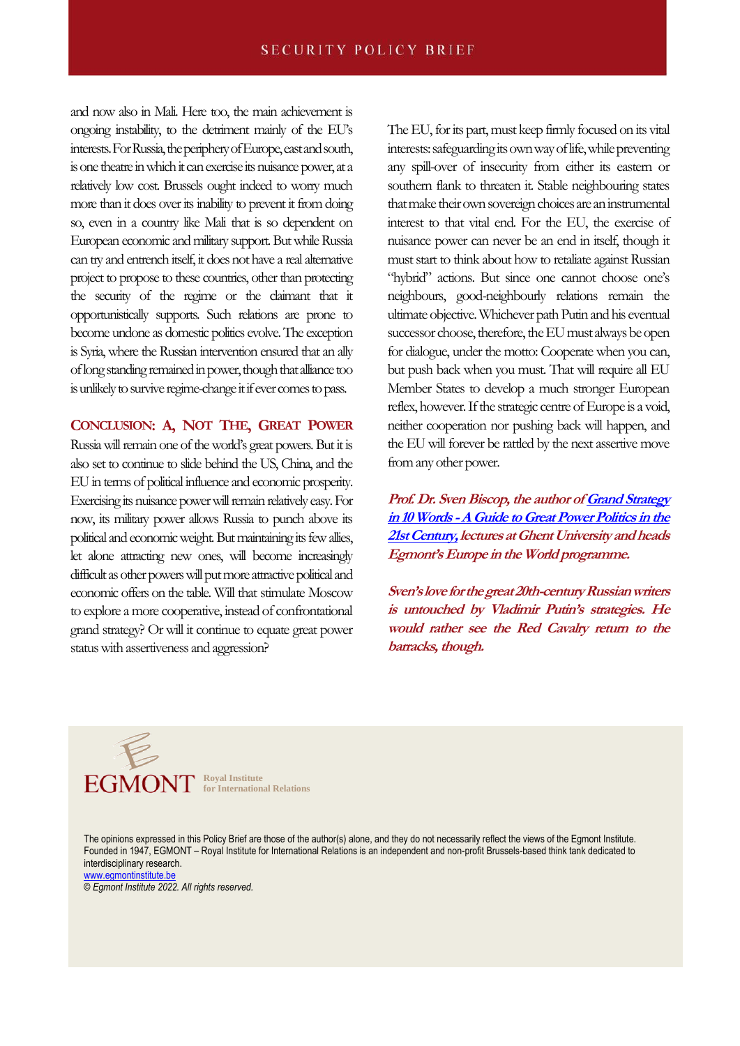and now also in Mali. Here too, the main achievement is ongoing instability, to the detriment mainly of the EU's interests. For Russia, the periphery of Europe, east and south, is one theatre in which it can exercise its nuisance power, at a relatively low cost. Brussels ought indeed to worry much more than it does over its inability to prevent it from doing so, even in a country like Mali that is so dependent on European economic and military support. But while Russia can try and entrench itself, it does not have a real alternative project to propose to these countries, other than protecting the security of the regime or the claimant that it opportunistically supports. Such relations are prone to become undone as domestic politics evolve. The exception is Syria, where the Russian intervention ensured that an ally of long standing remained in power, though that alliance too is unlikely to survive regime-change it if ever comes to pass.

## Conclusion: A, Not The, Great Power

Russia will remain one of the world's great powers. But it is also set to continue to slide behind the US, China, and the EU in terms of political influence and economic prosperity. Exercising its nuisance power will remain relatively easy. For now, its military power allows Russia to punch above its political and economic weight. But maintaining its few allies, let alone attracting new ones, will become increasingly difficult as other powers will put more attractive political and economic offers on the table. Will that stimulate Moscow to explore a more cooperative, instead of confrontational grand strategy? Or will it continue to equate great power status with assertiveness and aggression?

The EU, for its part, must keep firmly focused on its vital interests: safeguarding its own way of life, while preventing any spill-over of insecurity from either its eastern or southern flank to threaten it. Stable neighbouring states that make their own sovereign choices are an instrumental interest to that vital end. For the EU, the exercise of nuisance power can never be an end in itself, though it must start to think about how to retaliate against Russian "hybrid" actions. But since one cannot choose one's neighbours, good-neighbourly relations remain the ultimate objective. Whichever path Putin and his eventual successor choose, therefore, the EU must always be open for dialogue, under the motto: Cooperate when you can, but push back when you must. That will require all EU Member States to develop a much stronger European reflex, however. If the strategic centre of Europe is a void, neither cooperation nor pushing back will happen, and the EU will forever be rattled by the next assertive move from any other power.

***Prof. Dr. Sven Biscop, the author of Grand Strategy in 10 Words - A Guide to Great Power Politics in the 21st Century, lectures at Ghent University and heads Egmont's Europe in the World programme.***

***Sven's love for the great 20th-century Russian writers is untouched by Vladimir Putin's strategies. He would rather see the Red Cavalry return to the barracks, though.***

EGMONT Royal Institute for International Relations

The opinions expressed in this Policy Brief are those of the author(s) alone, and they do not necessarily reflect the views of the Egmont Institute. Founded in 1947, EGMONT – Royal Institute for International Relations is an independent and non-profit Brussels-based think tank dedicated to interdisciplinary research.
www.egmontinstitute.be
*© Egmont Institute 2022. All rights reserved.*